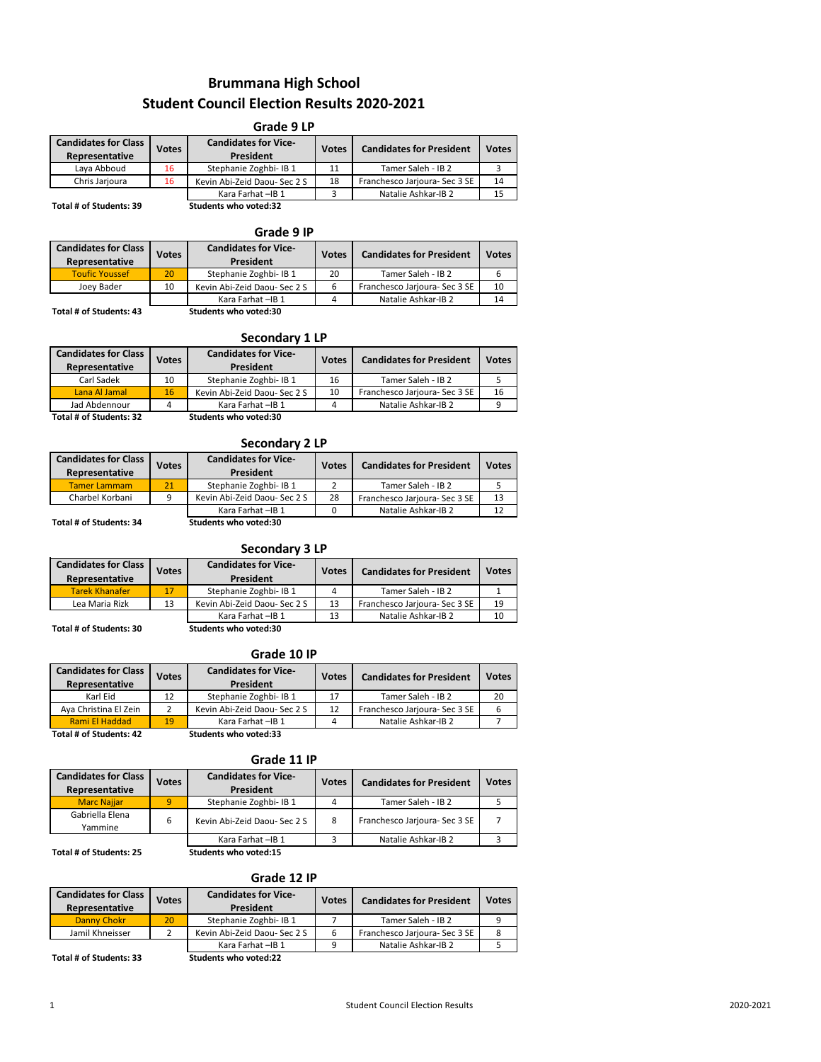# Brummana High School
# Student Council Election Results 2020-2021

## Grade 9 LP

| Candidates for Class Representative | Votes | Candidates for Vice-President | Votes | Candidates for President | Votes |
|---|---|---|---|---|---|
| Laya Abboud | 16 | Stephanie Zoghbi- IB 1 | 11 | Tamer Saleh - IB 2 | 3 |
| Chris Jarjoura | 16 | Kevin Abi-Zeid Daou- Sec 2 S | 18 | Franchesco Jarjoura- Sec 3 SE | 14 |
| | | Kara Farhat –IB 1 | 3 | Natalie Ashkar-IB 2 | 15 |

**Total # of Students: 39** **Students who voted:32**

## Grade 9 IP

| Candidates for Class Representative | Votes | Candidates for Vice-President | Votes | Candidates for President | Votes |
|---|---|---|---|---|---|
| Toufic Youssef | 20 | Stephanie Zoghbi- IB 1 | 20 | Tamer Saleh - IB 2 | 6 |
| Joey Bader | 10 | Kevin Abi-Zeid Daou- Sec 2 S | 6 | Franchesco Jarjoura- Sec 3 SE | 10 |
| | | Kara Farhat –IB 1 | 4 | Natalie Ashkar-IB 2 | 14 |

**Total # of Students: 43** **Students who voted:30**

## Secondary 1 LP

| Candidates for Class Representative | Votes | Candidates for Vice-President | Votes | Candidates for President | Votes |
|---|---|---|---|---|---|
| Carl Sadek | 10 | Stephanie Zoghbi- IB 1 | 16 | Tamer Saleh - IB 2 | 5 |
| Lana Al Jamal | 16 | Kevin Abi-Zeid Daou- Sec 2 S | 10 | Franchesco Jarjoura- Sec 3 SE | 16 |
| Jad Abdennour | 4 | Kara Farhat –IB 1 | 4 | Natalie Ashkar-IB 2 | 9 |

**Total # of Students: 32** **Students who voted:30**

## Secondary 2 LP

| Candidates for Class Representative | Votes | Candidates for Vice-President | Votes | Candidates for President | Votes |
|---|---|---|---|---|---|
| Tamer Lammam | 21 | Stephanie Zoghbi- IB 1 | 2 | Tamer Saleh - IB 2 | 5 |
| Charbel Korbani | 9 | Kevin Abi-Zeid Daou- Sec 2 S | 28 | Franchesco Jarjoura- Sec 3 SE | 13 |
| | | Kara Farhat –IB 1 | 0 | Natalie Ashkar-IB 2 | 12 |

**Total # of Students: 34** **Students who voted:30**

## Secondary 3 LP

| Candidates for Class Representative | Votes | Candidates for Vice-President | Votes | Candidates for President | Votes |
|---|---|---|---|---|---|
| Tarek Khanafer | 17 | Stephanie Zoghbi- IB 1 | 4 | Tamer Saleh - IB 2 | 1 |
| Lea Maria Rizk | 13 | Kevin Abi-Zeid Daou- Sec 2 S | 13 | Franchesco Jarjoura- Sec 3 SE | 19 |
| | | Kara Farhat –IB 1 | 13 | Natalie Ashkar-IB 2 | 10 |

**Total # of Students: 30** **Students who voted:30**

## Grade 10 IP

| Candidates for Class Representative | Votes | Candidates for Vice-President | Votes | Candidates for President | Votes |
|---|---|---|---|---|---|
| Karl Eid | 12 | Stephanie Zoghbi- IB 1 | 17 | Tamer Saleh - IB 2 | 20 |
| Aya Christina El Zein | 2 | Kevin Abi-Zeid Daou- Sec 2 S | 12 | Franchesco Jarjoura- Sec 3 SE | 6 |
| Rami El Haddad | 19 | Kara Farhat –IB 1 | 4 | Natalie Ashkar-IB 2 | 7 |

**Total # of Students: 42** **Students who voted:33**

## Grade 11 IP

| Candidates for Class Representative | Votes | Candidates for Vice-President | Votes | Candidates for President | Votes |
|---|---|---|---|---|---|
| Marc Najjar | 9 | Stephanie Zoghbi- IB 1 | 4 | Tamer Saleh - IB 2 | 5 |
| Gabriella Elena Yammine | 6 | Kevin Abi-Zeid Daou- Sec 2 S | 8 | Franchesco Jarjoura- Sec 3 SE | 7 |
| | | Kara Farhat –IB 1 | 3 | Natalie Ashkar-IB 2 | 3 |

**Total # of Students: 25** **Students who voted:15**

## Grade 12 IP

| Candidates for Class Representative | Votes | Candidates for Vice-President | Votes | Candidates for President | Votes |
|---|---|---|---|---|---|
| Danny Chokr | 20 | Stephanie Zoghbi- IB 1 | 7 | Tamer Saleh - IB 2 | 9 |
| Jamil Khneisser | 2 | Kevin Abi-Zeid Daou- Sec 2 S | 6 | Franchesco Jarjoura- Sec 3 SE | 8 |
| | | Kara Farhat –IB 1 | 9 | Natalie Ashkar-IB 2 | 5 |

**Total # of Students: 33** **Students who voted:22**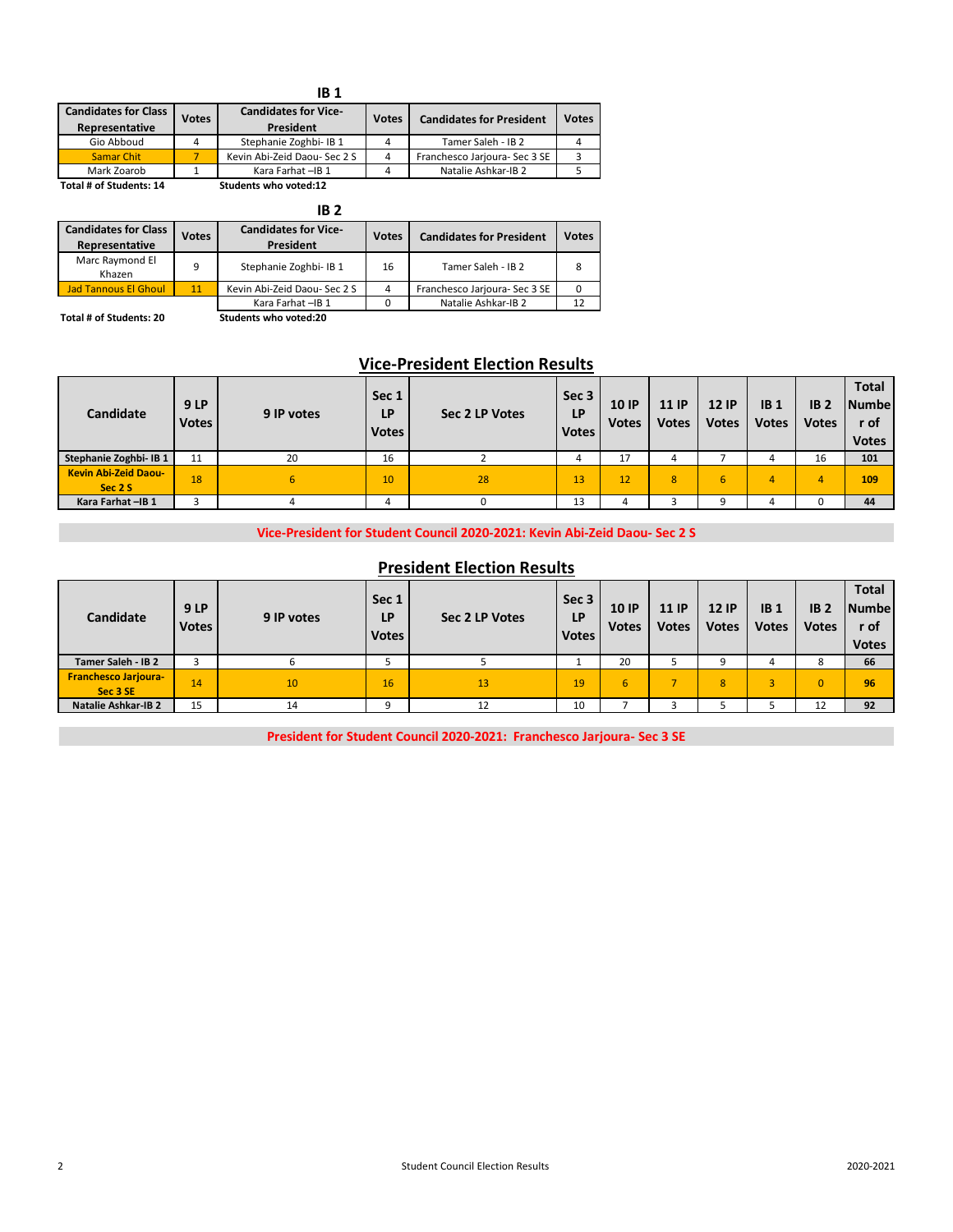## IB 1

| Candidates for Class Representative | Votes | Candidates for Vice-President | Votes | Candidates for President | Votes |
|---|---|---|---|---|---|
| Gio Abboud | 4 | Stephanie Zoghbi- IB 1 | 4 | Tamer Saleh - IB 2 | 4 |
| Samar Chit | 7 | Kevin Abi-Zeid Daou- Sec 2 S | 4 | Franchesco Jarjoura- Sec 3 SE | 3 |
| Mark Zoarob | 1 | Kara Farhat –IB 1 | 4 | Natalie Ashkar-IB 2 | 5 |

**Total # of Students: 14** **Students who voted:12**

## IB 2

| Candidates for Class Representative | Votes | Candidates for Vice-President | Votes | Candidates for President | Votes |
|---|---|---|---|---|---|
| Marc Raymond El Khazen | 9 | Stephanie Zoghbi- IB 1 | 16 | Tamer Saleh - IB 2 | 8 |
| Jad Tannous El Ghoul | 11 | Kevin Abi-Zeid Daou- Sec 2 S | 4 | Franchesco Jarjoura- Sec 3 SE | 0 |
| | | Kara Farhat –IB 1 | 0 | Natalie Ashkar-IB 2 | 12 |

**Total # of Students: 20** **Students who voted:20**

## Vice-President Election Results

| Candidate | 9 LP Votes | 9 IP votes | Sec 1 LP Votes | Sec 2 LP Votes | Sec 3 LP Votes | 10 IP Votes | 11 IP Votes | 12 IP Votes | IB 1 Votes | IB 2 Votes | Total Number of Votes |
|---|---|---|---|---|---|---|---|---|---|---|---|
| **Stephanie Zoghbi- IB 1** | 11 | 20 | 16 | 2 | 4 | 17 | 4 | 7 | 4 | 16 | **101** |
| **Kevin Abi-Zeid Daou- Sec 2 S** | 18 | 6 | 10 | 28 | 13 | 12 | 8 | 6 | 4 | 4 | **109** |
| **Kara Farhat –IB 1** | 3 | 4 | 4 | 0 | 13 | 4 | 3 | 9 | 4 | 0 | **44** |

**Vice-President for Student Council 2020-2021: Kevin Abi-Zeid Daou- Sec 2 S**

## President Election Results

| Candidate | 9 LP Votes | 9 IP votes | Sec 1 LP Votes | Sec 2 LP Votes | Sec 3 LP Votes | 10 IP Votes | 11 IP Votes | 12 IP Votes | IB 1 Votes | IB 2 Votes | Total Number of Votes |
|---|---|---|---|---|---|---|---|---|---|---|---|
| **Tamer Saleh - IB 2** | 3 | 6 | 5 | 5 | 1 | 20 | 5 | 9 | 4 | 8 | **66** |
| **Franchesco Jarjoura- Sec 3 SE** | 14 | 10 | 16 | 13 | 19 | 6 | 7 | 8 | 3 | 0 | **96** |
| **Natalie Ashkar-IB 2** | 15 | 14 | 9 | 12 | 10 | 7 | 3 | 5 | 5 | 12 | **92** |

**President for Student Council 2020-2021: Franchesco Jarjoura- Sec 3 SE**